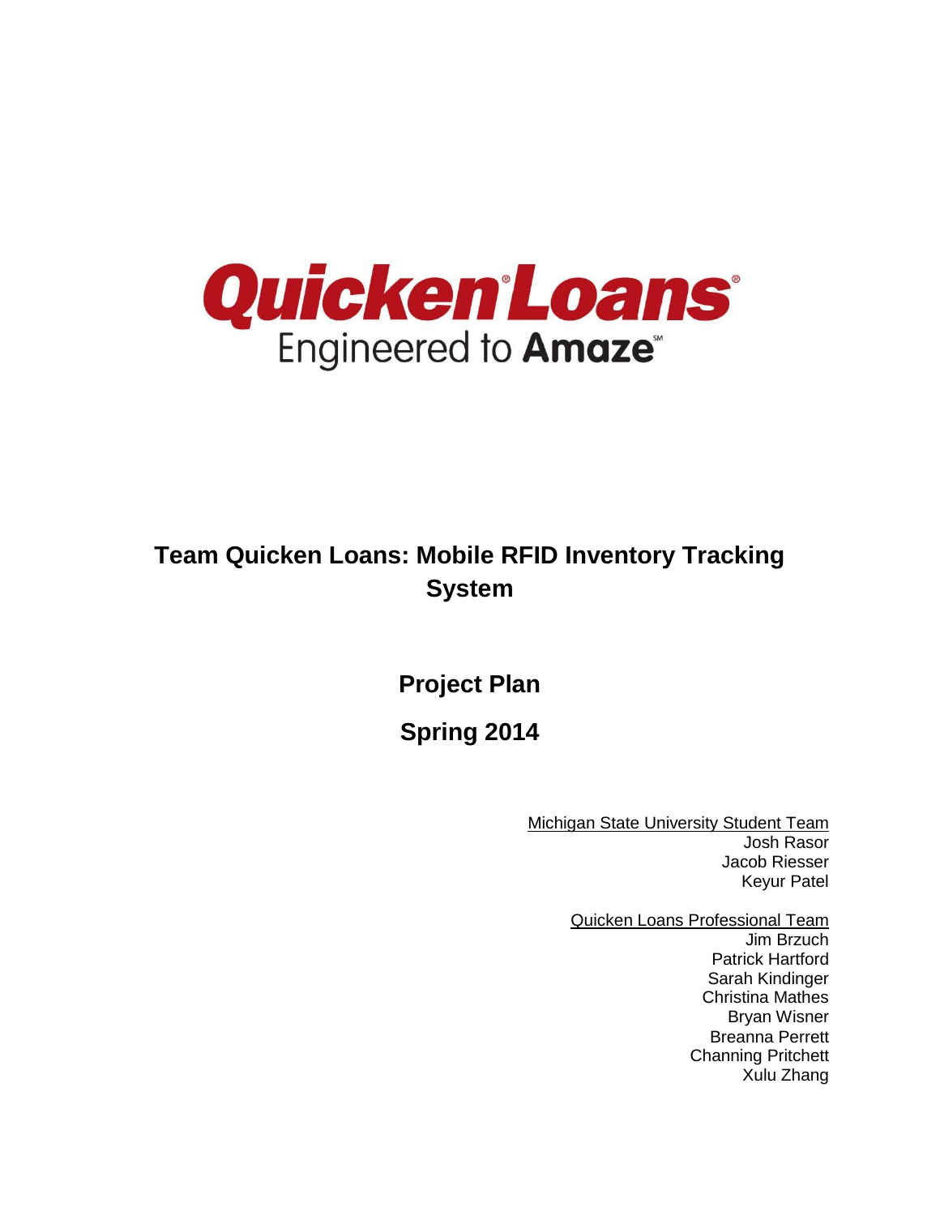Quicken Loans
Engineered to Amaze

# Team Quicken Loans: Mobile RFID Inventory Tracking System

## Project Plan

## Spring 2014

Michigan State University Student Team
Josh Rasor
Jacob Riesser
Keyur Patel

Quicken Loans Professional Team
Jim Brzuch
Patrick Hartford
Sarah Kindinger
Christina Mathes
Bryan Wisner
Breanna Perrett
Channing Pritchett
Xulu Zhang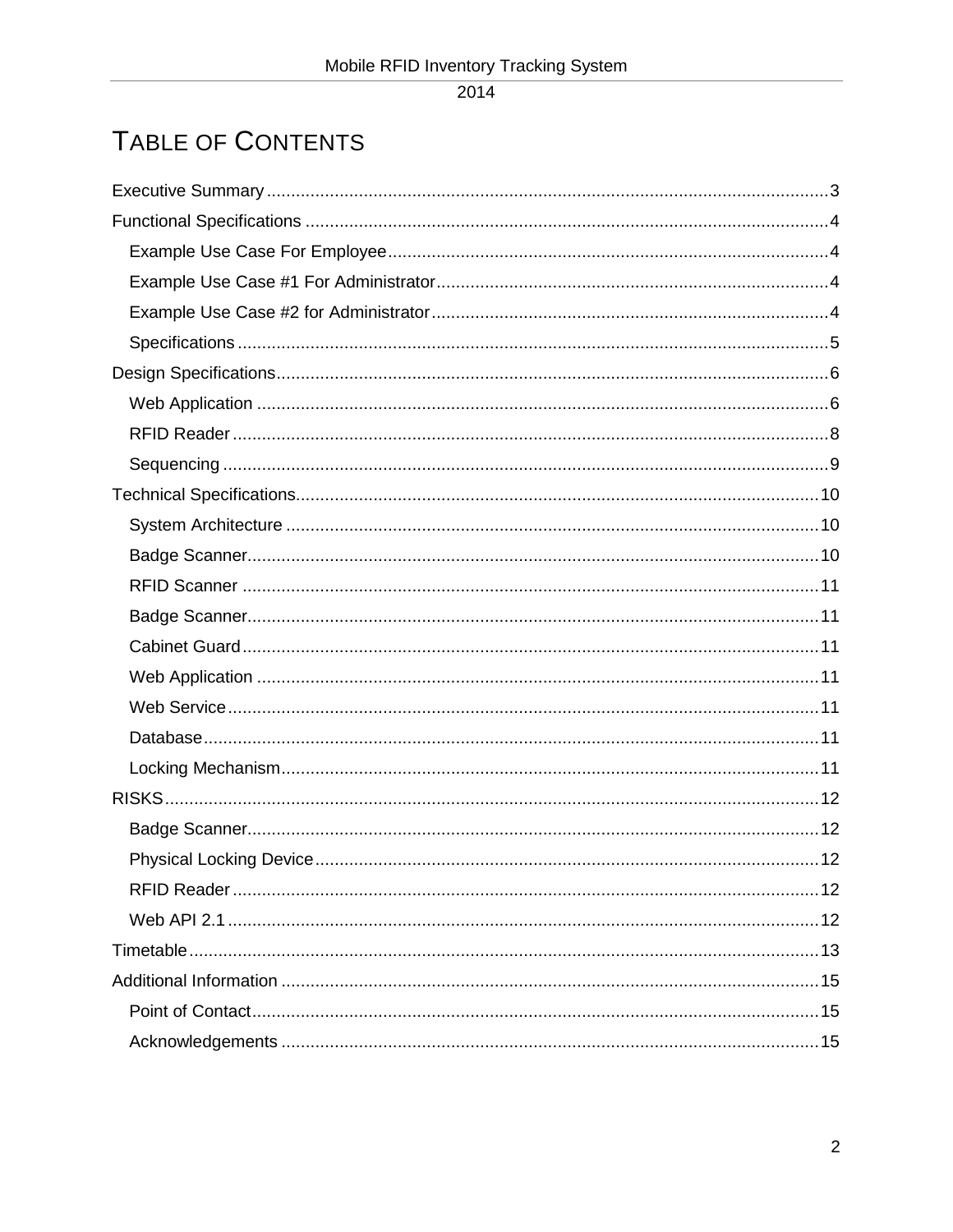# TABLE OF CONTENTS

- Executive Summary ..... 3
- Functional Specifications ..... 4
  - Example Use Case For Employee ..... 4
  - Example Use Case #1 For Administrator ..... 4
  - Example Use Case #2 for Administrator ..... 4
  - Specifications ..... 5
- Design Specifications ..... 6
  - Web Application ..... 6
  - RFID Reader ..... 8
  - Sequencing ..... 9
- Technical Specifications ..... 10
  - System Architecture ..... 10
  - Badge Scanner ..... 10
  - RFID Scanner ..... 11
  - Badge Scanner ..... 11
  - Cabinet Guard ..... 11
  - Web Application ..... 11
  - Web Service ..... 11
  - Database ..... 11
  - Locking Mechanism ..... 11
- RISKS ..... 12
  - Badge Scanner ..... 12
  - Physical Locking Device ..... 12
  - RFID Reader ..... 12
  - Web API 2.1 ..... 12
- Timetable ..... 13
- Additional Information ..... 15
  - Point of Contact ..... 15
  - Acknowledgements ..... 15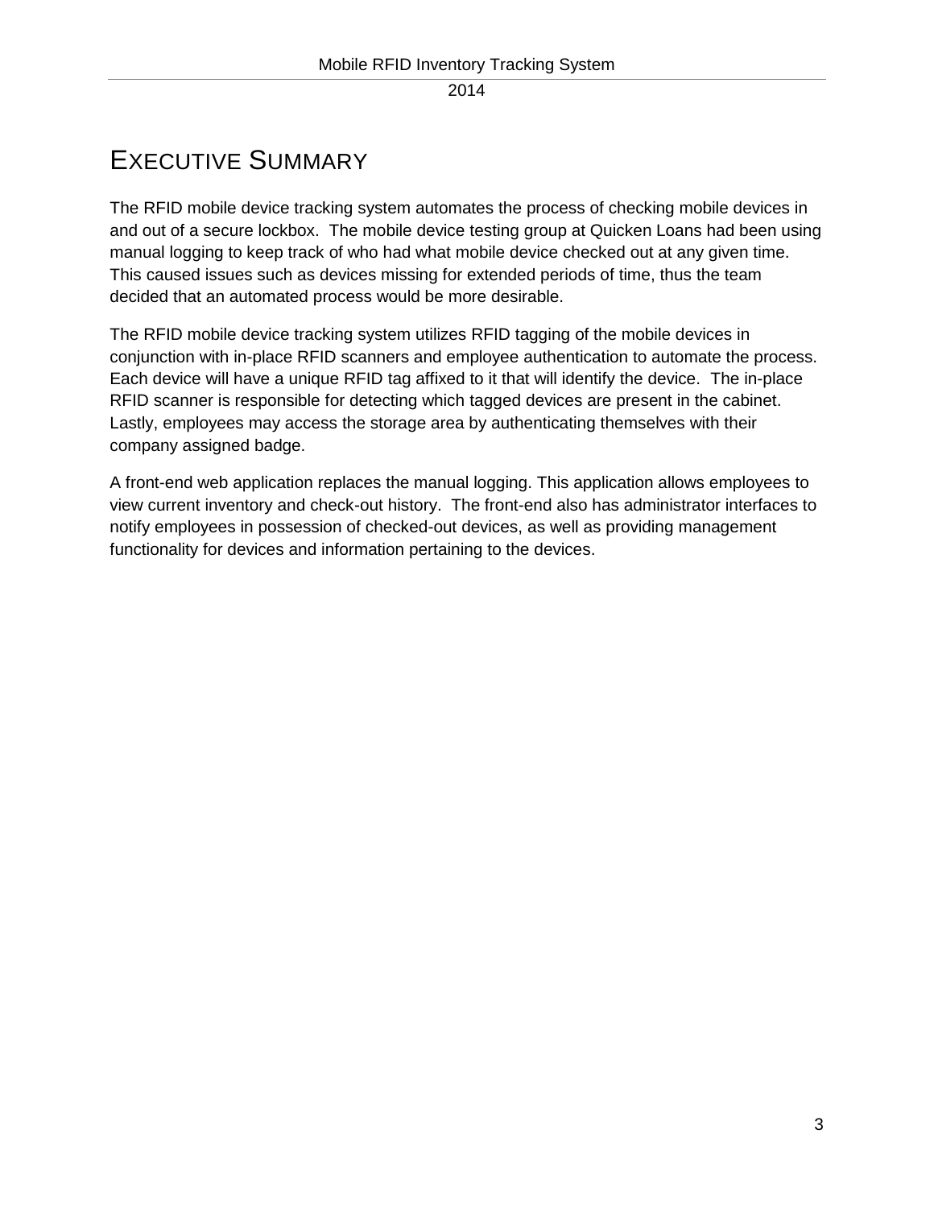# EXECUTIVE SUMMARY

The RFID mobile device tracking system automates the process of checking mobile devices in and out of a secure lockbox. The mobile device testing group at Quicken Loans had been using manual logging to keep track of who had what mobile device checked out at any given time. This caused issues such as devices missing for extended periods of time, thus the team decided that an automated process would be more desirable.

The RFID mobile device tracking system utilizes RFID tagging of the mobile devices in conjunction with in-place RFID scanners and employee authentication to automate the process. Each device will have a unique RFID tag affixed to it that will identify the device. The in-place RFID scanner is responsible for detecting which tagged devices are present in the cabinet. Lastly, employees may access the storage area by authenticating themselves with their company assigned badge.

A front-end web application replaces the manual logging. This application allows employees to view current inventory and check-out history. The front-end also has administrator interfaces to notify employees in possession of checked-out devices, as well as providing management functionality for devices and information pertaining to the devices.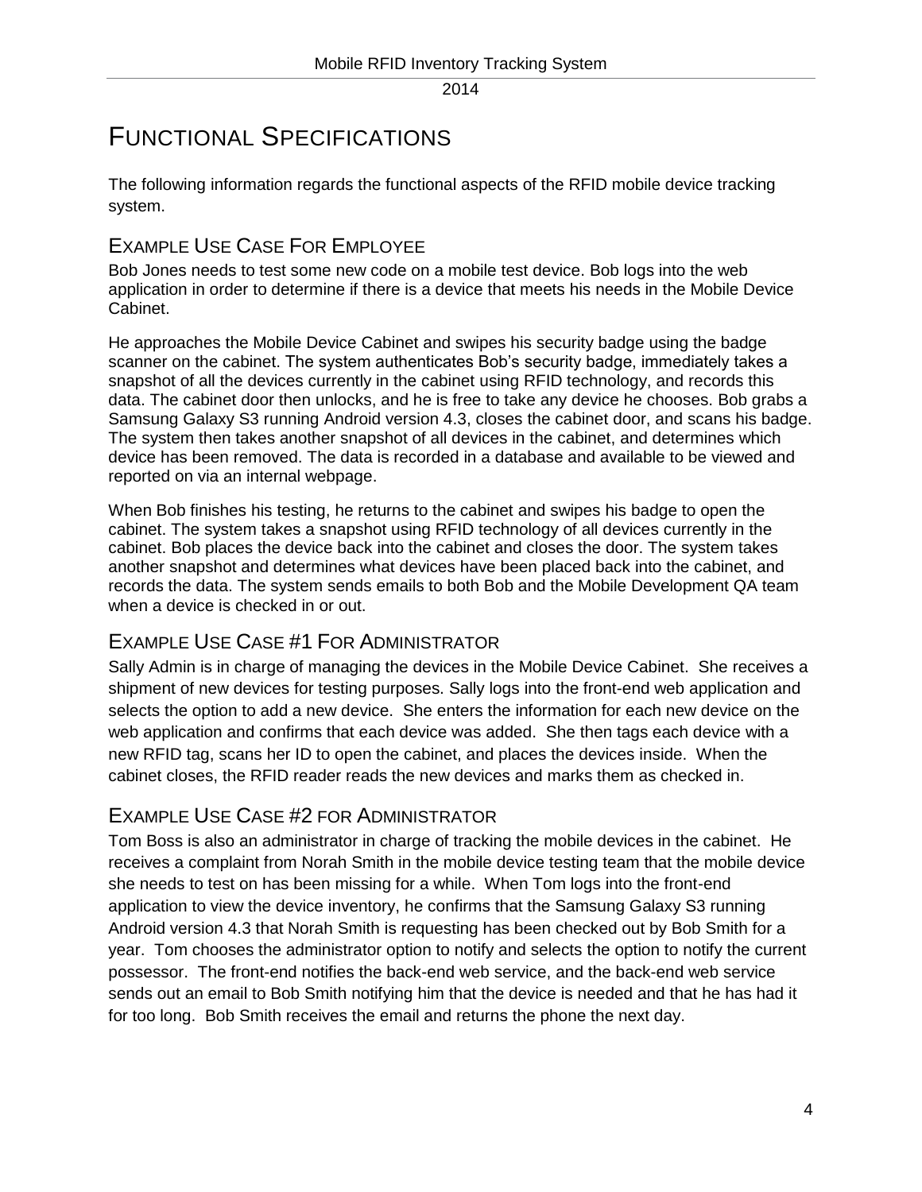# FUNCTIONAL SPECIFICATIONS

The following information regards the functional aspects of the RFID mobile device tracking system.

## EXAMPLE USE CASE FOR EMPLOYEE

Bob Jones needs to test some new code on a mobile test device. Bob logs into the web application in order to determine if there is a device that meets his needs in the Mobile Device Cabinet.

He approaches the Mobile Device Cabinet and swipes his security badge using the badge scanner on the cabinet. The system authenticates Bob's security badge, immediately takes a snapshot of all the devices currently in the cabinet using RFID technology, and records this data. The cabinet door then unlocks, and he is free to take any device he chooses. Bob grabs a Samsung Galaxy S3 running Android version 4.3, closes the cabinet door, and scans his badge. The system then takes another snapshot of all devices in the cabinet, and determines which device has been removed. The data is recorded in a database and available to be viewed and reported on via an internal webpage.

When Bob finishes his testing, he returns to the cabinet and swipes his badge to open the cabinet. The system takes a snapshot using RFID technology of all devices currently in the cabinet. Bob places the device back into the cabinet and closes the door. The system takes another snapshot and determines what devices have been placed back into the cabinet, and records the data. The system sends emails to both Bob and the Mobile Development QA team when a device is checked in or out.

## EXAMPLE USE CASE #1 FOR ADMINISTRATOR

Sally Admin is in charge of managing the devices in the Mobile Device Cabinet. She receives a shipment of new devices for testing purposes. Sally logs into the front-end web application and selects the option to add a new device. She enters the information for each new device on the web application and confirms that each device was added. She then tags each device with a new RFID tag, scans her ID to open the cabinet, and places the devices inside. When the cabinet closes, the RFID reader reads the new devices and marks them as checked in.

## EXAMPLE USE CASE #2 FOR ADMINISTRATOR

Tom Boss is also an administrator in charge of tracking the mobile devices in the cabinet. He receives a complaint from Norah Smith in the mobile device testing team that the mobile device she needs to test on has been missing for a while. When Tom logs into the front-end application to view the device inventory, he confirms that the Samsung Galaxy S3 running Android version 4.3 that Norah Smith is requesting has been checked out by Bob Smith for a year. Tom chooses the administrator option to notify and selects the option to notify the current possessor. The front-end notifies the back-end web service, and the back-end web service sends out an email to Bob Smith notifying him that the device is needed and that he has had it for too long. Bob Smith receives the email and returns the phone the next day.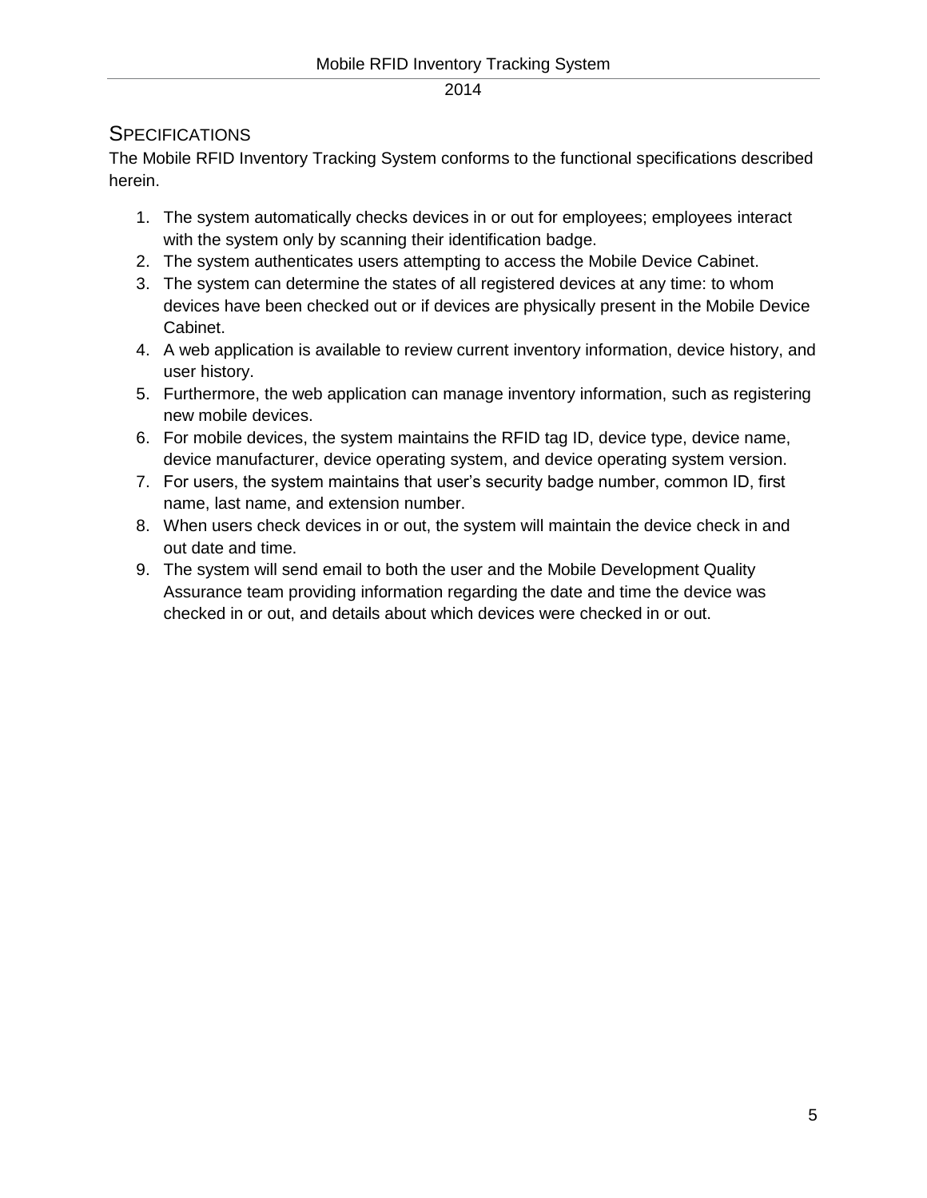## Specifications

The Mobile RFID Inventory Tracking System conforms to the functional specifications described herein.

1. The system automatically checks devices in or out for employees; employees interact with the system only by scanning their identification badge.
2. The system authenticates users attempting to access the Mobile Device Cabinet.
3. The system can determine the states of all registered devices at any time: to whom devices have been checked out or if devices are physically present in the Mobile Device Cabinet.
4. A web application is available to review current inventory information, device history, and user history.
5. Furthermore, the web application can manage inventory information, such as registering new mobile devices.
6. For mobile devices, the system maintains the RFID tag ID, device type, device name, device manufacturer, device operating system, and device operating system version.
7. For users, the system maintains that user's security badge number, common ID, first name, last name, and extension number.
8. When users check devices in or out, the system will maintain the device check in and out date and time.
9. The system will send email to both the user and the Mobile Development Quality Assurance team providing information regarding the date and time the device was checked in or out, and details about which devices were checked in or out.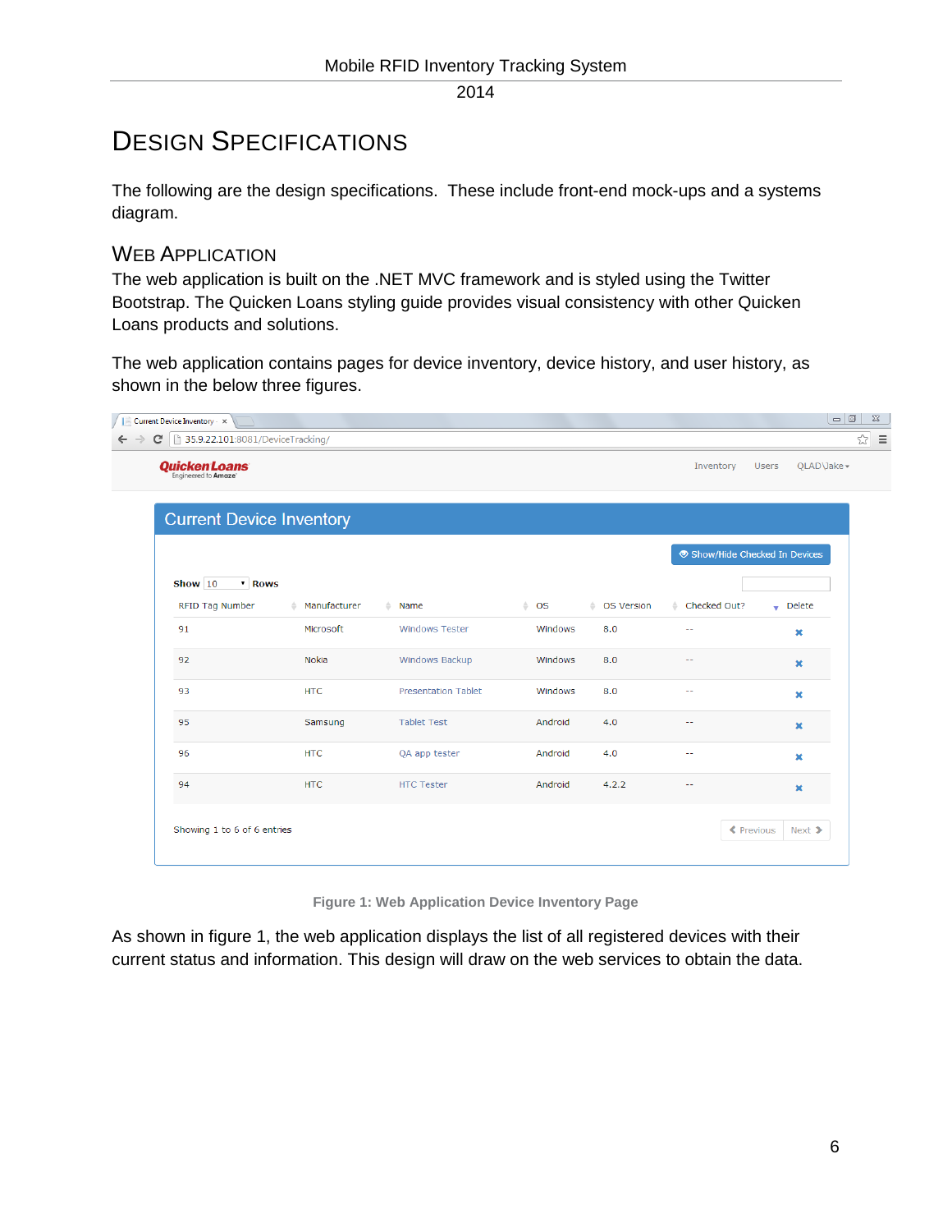# Design Specifications

The following are the design specifications. These include front-end mock-ups and a systems diagram.

## Web Application

The web application is built on the .NET MVC framework and is styled using the Twitter Bootstrap. The Quicken Loans styling guide provides visual consistency with other Quicken Loans products and solutions.

The web application contains pages for device inventory, device history, and user history, as shown in the below three figures.

Current Device Inventory

Show/Hide Checked In Devices

Show 10 Rows

| RFID Tag Number | Manufacturer | Name | OS | OS Version | Checked Out? | Delete |
|---|---|---|---|---|---|---|
| 91 | Microsoft | Windows Tester | Windows | 8.0 | -- | ✖ |
| 92 | Nokia | Windows Backup | Windows | 8.0 | -- | ✖ |
| 93 | HTC | Presentation Tablet | Windows | 8.0 | -- | ✖ |
| 95 | Samsung | Tablet Test | Android | 4.0 | -- | ✖ |
| 96 | HTC | QA app tester | Android | 4.0 | -- | ✖ |
| 94 | HTC | HTC Tester | Android | 4.2.2 | -- | ✖ |

Showing 1 to 6 of 6 entries — Previous | Next

**Figure 1: Web Application Device Inventory Page**

As shown in figure 1, the web application displays the list of all registered devices with their current status and information. This design will draw on the web services to obtain the data.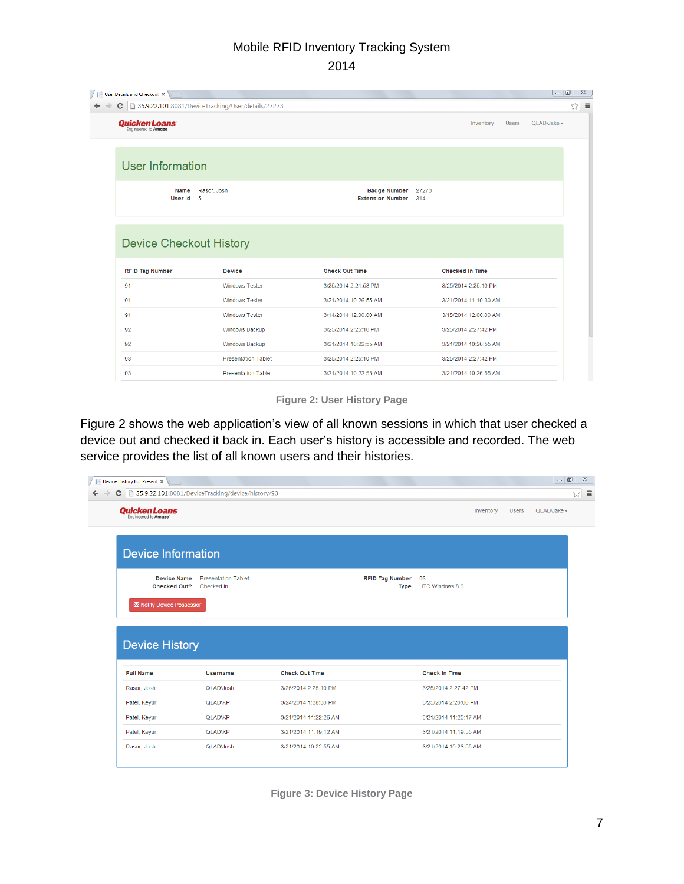User Details and Checkout

35.9.22.101:8081/DeviceTracking/User/details/27273

QuickenLoans Engineered to Amaze

Inventory   Users   QLAD\Jake

## User Information

**Name** Rasor, Josh
**User Id** 5
**Badge Number** 27273
**Extension Number** 314

## Device Checkout History

| RFID Tag Number | Device | Check Out Time | Checked In Time |
|---|---|---|---|
| 91 | Windows Tester | 3/25/2014 2:21:53 PM | 3/25/2014 2:25:10 PM |
| 91 | Windows Tester | 3/21/2014 10:26:55 AM | 3/21/2014 11:10:30 AM |
| 91 | Windows Tester | 3/14/2014 12:00:00 AM | 3/18/2014 12:00:00 AM |
| 92 | Windows Backup | 3/25/2014 2:25:10 PM | 3/25/2014 2:27:42 PM |
| 92 | Windows Backup | 3/21/2014 10:22:55 AM | 3/21/2014 10:26:55 AM |
| 93 | Presentation Tablet | 3/25/2014 2:25:10 PM | 3/25/2014 2:27:42 PM |
| 93 | Presentation Tablet | 3/21/2014 10:22:55 AM | 3/21/2014 10:26:55 AM |

**Figure 2: User History Page**

Figure 2 shows the web application's view of all known sessions in which that user checked a device out and checked it back in. Each user's history is accessible and recorded. The web service provides the list of all known users and their histories.

Device History For Present

35.9.22.101:8081/DeviceTracking/device/history/93

QuickenLoans Engineered to Amaze

Inventory   Users   QLAD\Jake

## Device Information

**Device Name** Presentation Tablet
**Checked Out?** Checked In
**RFID Tag Number** 93
**Type** HTC Windows 8.0

Notify Device Possessor

## Device History

| Full Name | Username | Check Out Time | Check In Time |
|---|---|---|---|
| Rasor, Josh | QLAD\Josh | 3/25/2014 2:25:10 PM | 3/25/2014 2:27:42 PM |
| Patel, Keyur | QLAD\KP | 3/24/2014 1:38:30 PM | 3/25/2014 2:20:00 PM |
| Patel, Keyur | QLAD\KP | 3/21/2014 11:22:26 AM | 3/21/2014 11:25:17 AM |
| Patel, Keyur | QLAD\KP | 3/21/2014 11:19:12 AM | 3/21/2014 11:19:56 AM |
| Rasor, Josh | QLAD\Josh | 3/21/2014 10:22:55 AM | 3/21/2014 10:26:55 AM |

**Figure 3: Device History Page**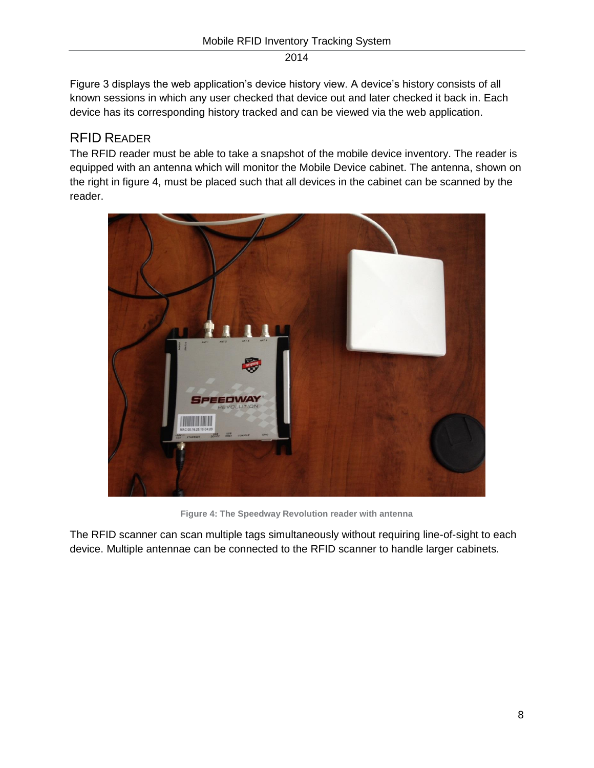Figure 3 displays the web application's device history view. A device's history consists of all known sessions in which any user checked that device out and later checked it back in. Each device has its corresponding history tracked and can be viewed via the web application.

## RFID READER

The RFID reader must be able to take a snapshot of the mobile device inventory. The reader is equipped with an antenna which will monitor the Mobile Device cabinet. The antenna, shown on the right in figure 4, must be placed such that all devices in the cabinet can be scanned by the reader.

**Figure 4: The Speedway Revolution reader with antenna**

The RFID scanner can scan multiple tags simultaneously without requiring line-of-sight to each device. Multiple antennae can be connected to the RFID scanner to handle larger cabinets.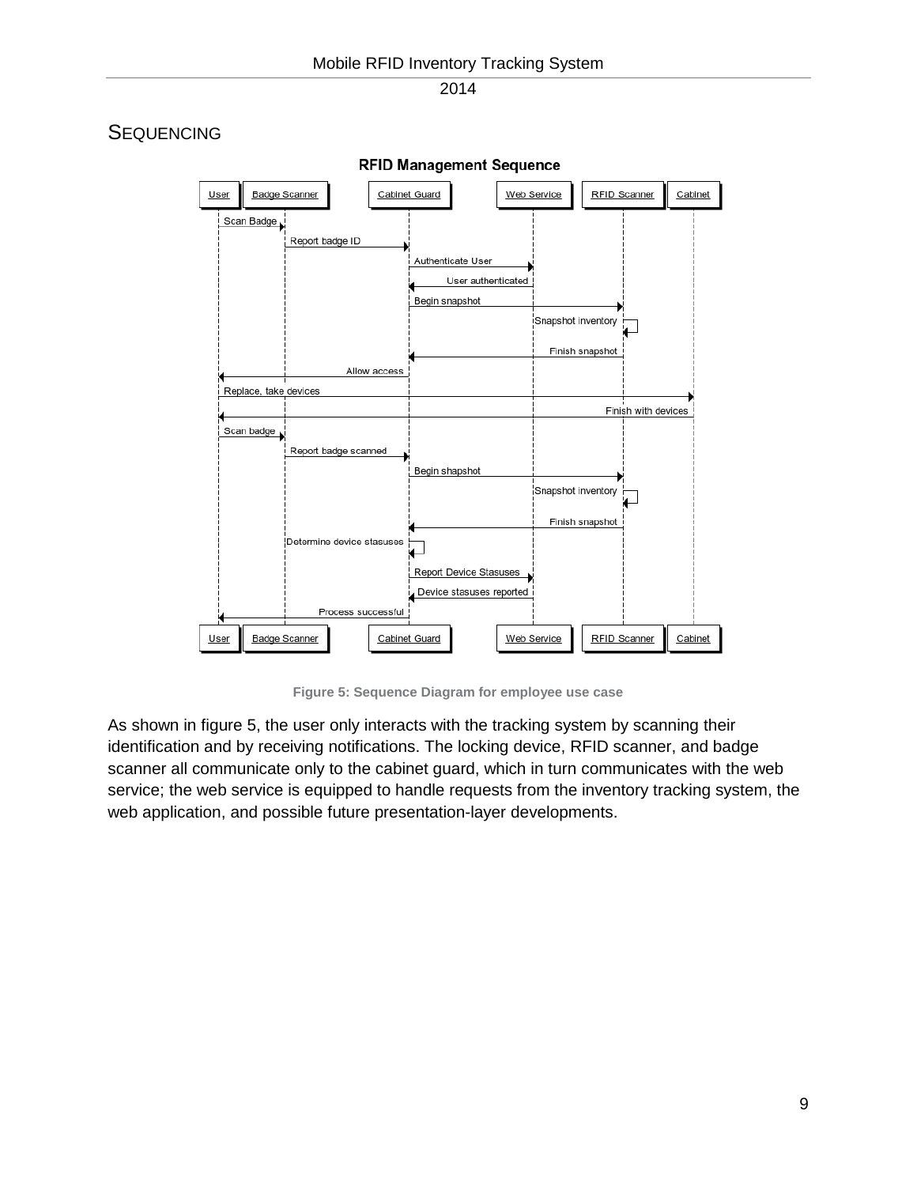## Sequencing

Figure 5: Sequence Diagram for employee use case

As shown in figure 5, the user only interacts with the tracking system by scanning their identification and by receiving notifications. The locking device, RFID scanner, and badge scanner all communicate only to the cabinet guard, which in turn communicates with the web service; the web service is equipped to handle requests from the inventory tracking system, the web application, and possible future presentation-layer developments.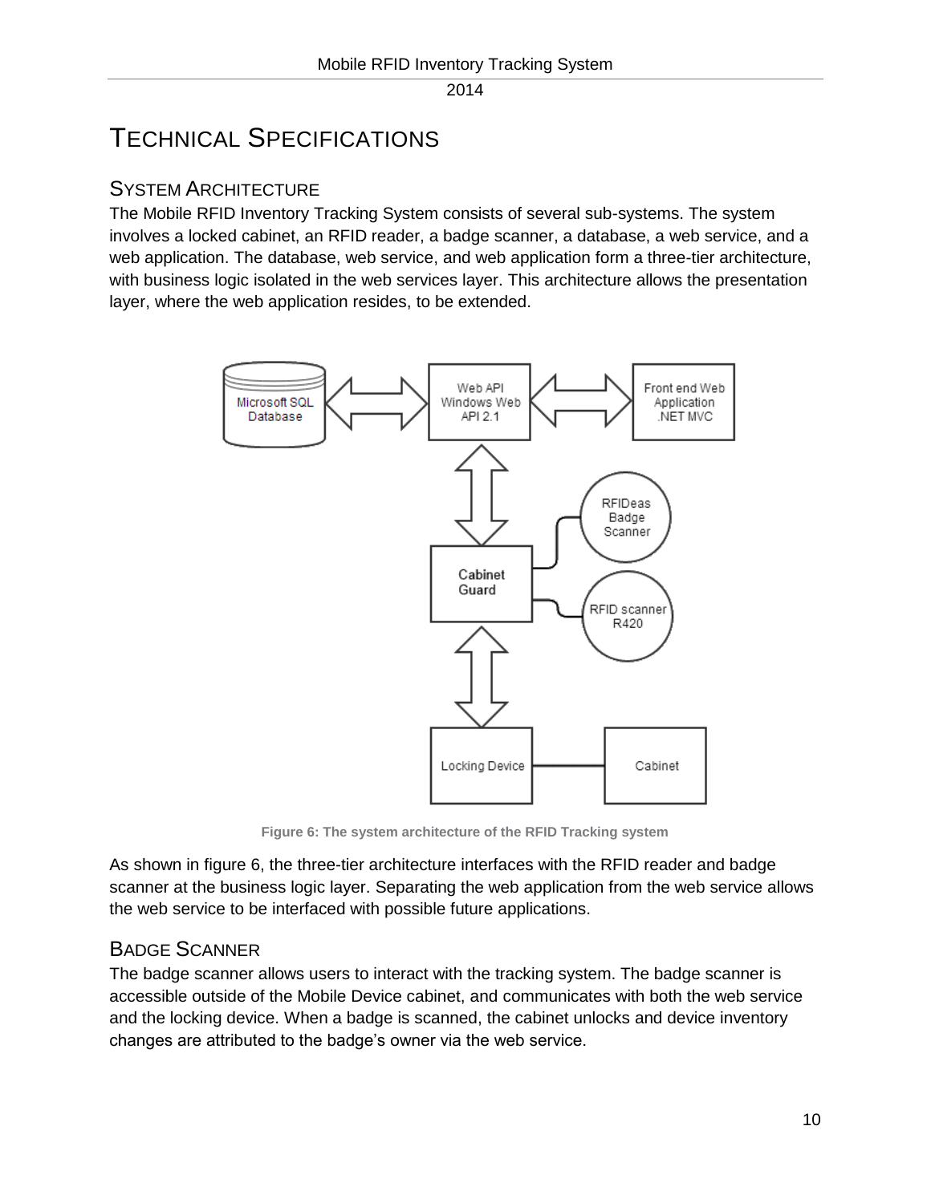# TECHNICAL SPECIFICATIONS

## SYSTEM ARCHITECTURE

The Mobile RFID Inventory Tracking System consists of several sub-systems. The system involves a locked cabinet, an RFID reader, a badge scanner, a database, a web service, and a web application. The database, web service, and web application form a three-tier architecture, with business logic isolated in the web services layer. This architecture allows the presentation layer, where the web application resides, to be extended.

Figure 6: The system architecture of the RFID Tracking system

As shown in figure 6, the three-tier architecture interfaces with the RFID reader and badge scanner at the business logic layer. Separating the web application from the web service allows the web service to be interfaced with possible future applications.

## BADGE SCANNER

The badge scanner allows users to interact with the tracking system. The badge scanner is accessible outside of the Mobile Device cabinet, and communicates with both the web service and the locking device. When a badge is scanned, the cabinet unlocks and device inventory changes are attributed to the badge's owner via the web service.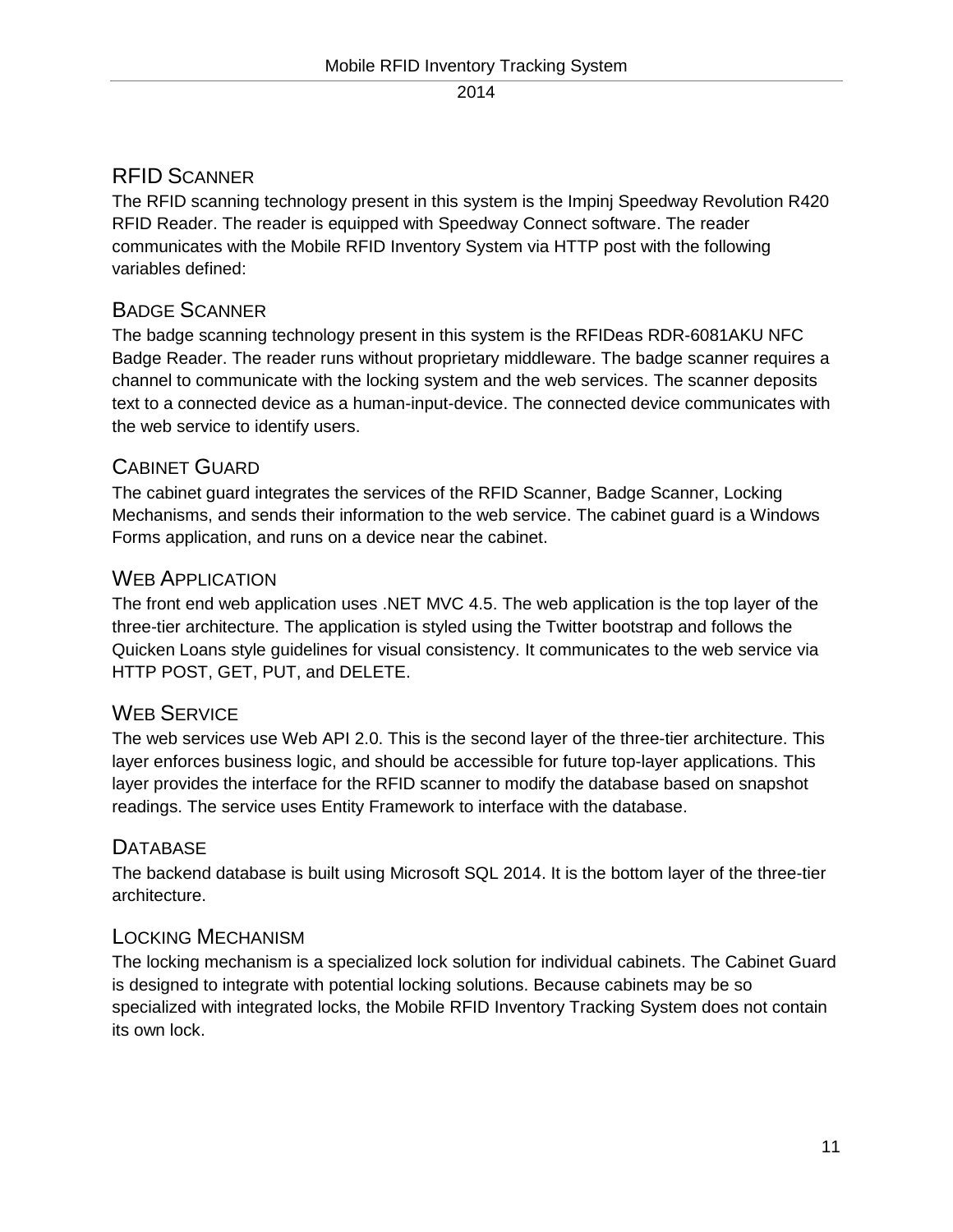## RFID Scanner

The RFID scanning technology present in this system is the Impinj Speedway Revolution R420 RFID Reader. The reader is equipped with Speedway Connect software. The reader communicates with the Mobile RFID Inventory System via HTTP post with the following variables defined:

## Badge Scanner

The badge scanning technology present in this system is the RFIDeas RDR-6081AKU NFC Badge Reader. The reader runs without proprietary middleware. The badge scanner requires a channel to communicate with the locking system and the web services. The scanner deposits text to a connected device as a human-input-device. The connected device communicates with the web service to identify users.

## Cabinet Guard

The cabinet guard integrates the services of the RFID Scanner, Badge Scanner, Locking Mechanisms, and sends their information to the web service. The cabinet guard is a Windows Forms application, and runs on a device near the cabinet.

## Web Application

The front end web application uses .NET MVC 4.5. The web application is the top layer of the three-tier architecture. The application is styled using the Twitter bootstrap and follows the Quicken Loans style guidelines for visual consistency. It communicates to the web service via HTTP POST, GET, PUT, and DELETE.

## Web Service

The web services use Web API 2.0. This is the second layer of the three-tier architecture. This layer enforces business logic, and should be accessible for future top-layer applications. This layer provides the interface for the RFID scanner to modify the database based on snapshot readings. The service uses Entity Framework to interface with the database.

## Database

The backend database is built using Microsoft SQL 2014. It is the bottom layer of the three-tier architecture.

## Locking Mechanism

The locking mechanism is a specialized lock solution for individual cabinets. The Cabinet Guard is designed to integrate with potential locking solutions. Because cabinets may be so specialized with integrated locks, the Mobile RFID Inventory Tracking System does not contain its own lock.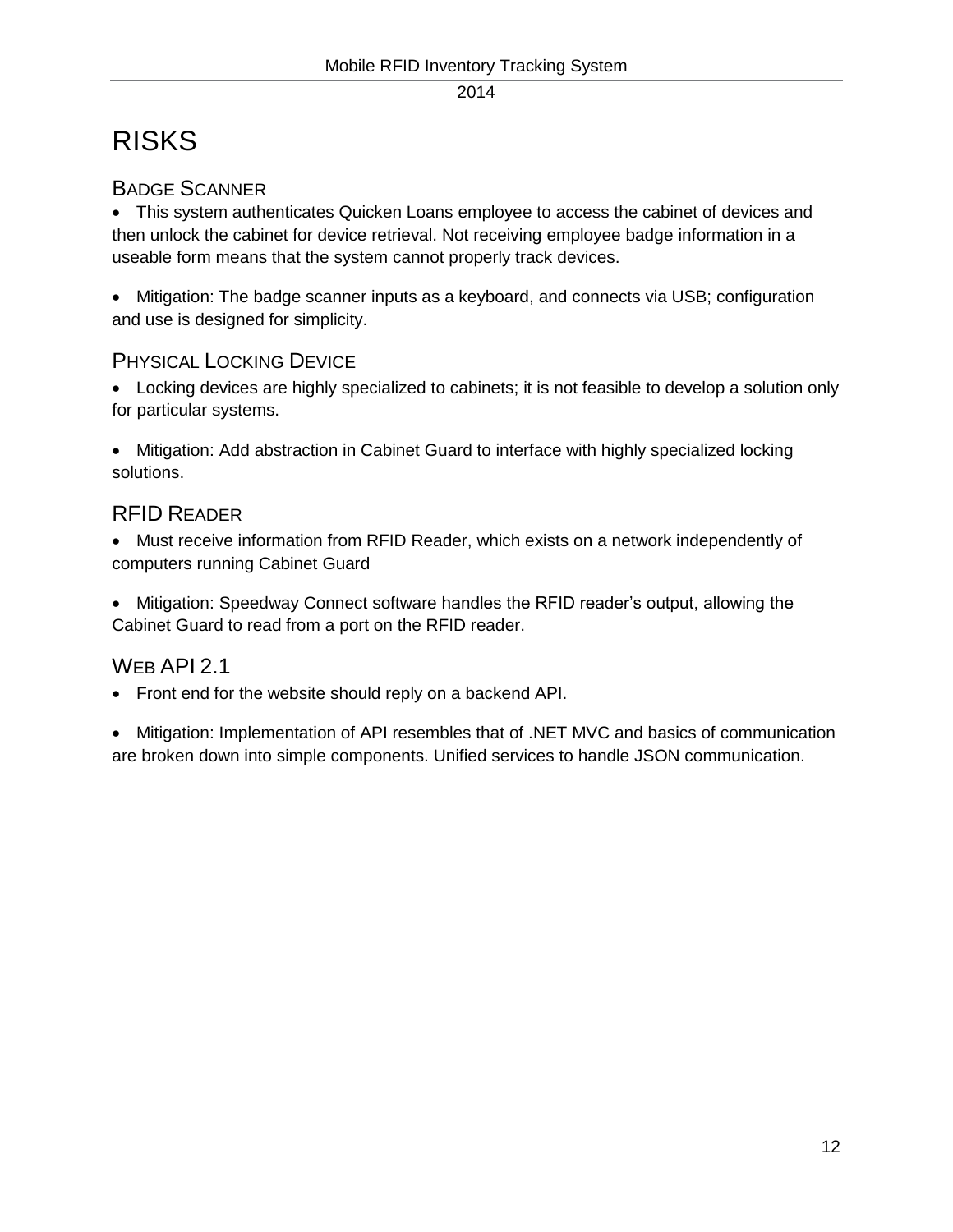# RISKS

## Badge Scanner

- This system authenticates Quicken Loans employee to access the cabinet of devices and then unlock the cabinet for device retrieval. Not receiving employee badge information in a useable form means that the system cannot properly track devices.

- Mitigation: The badge scanner inputs as a keyboard, and connects via USB; configuration and use is designed for simplicity.

## Physical Locking Device

- Locking devices are highly specialized to cabinets; it is not feasible to develop a solution only for particular systems.

- Mitigation: Add abstraction in Cabinet Guard to interface with highly specialized locking solutions.

## RFID Reader

- Must receive information from RFID Reader, which exists on a network independently of computers running Cabinet Guard

- Mitigation: Speedway Connect software handles the RFID reader's output, allowing the Cabinet Guard to read from a port on the RFID reader.

## Web API 2.1

- Front end for the website should reply on a backend API.

- Mitigation: Implementation of API resembles that of .NET MVC and basics of communication are broken down into simple components. Unified services to handle JSON communication.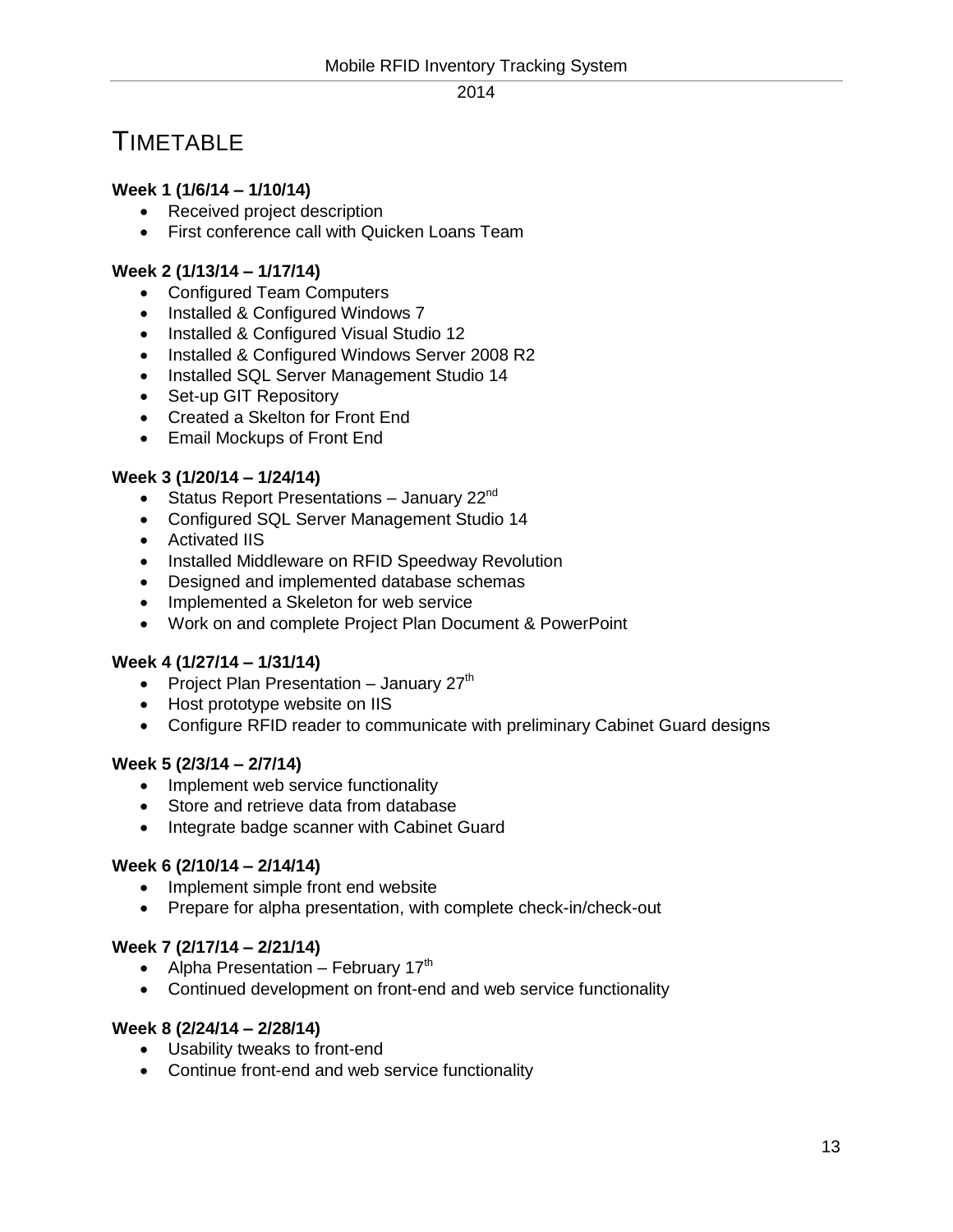# Timetable

**Week 1 (1/6/14 – 1/10/14)**

- Received project description
- First conference call with Quicken Loans Team

**Week 2 (1/13/14 – 1/17/14)**

- Configured Team Computers
- Installed & Configured Windows 7
- Installed & Configured Visual Studio 12
- Installed & Configured Windows Server 2008 R2
- Installed SQL Server Management Studio 14
- Set-up GIT Repository
- Created a Skelton for Front End
- Email Mockups of Front End

**Week 3 (1/20/14 – 1/24/14)**

- Status Report Presentations – January 22nd
- Configured SQL Server Management Studio 14
- Activated IIS
- Installed Middleware on RFID Speedway Revolution
- Designed and implemented database schemas
- Implemented a Skeleton for web service
- Work on and complete Project Plan Document & PowerPoint

**Week 4 (1/27/14 – 1/31/14)**

- Project Plan Presentation – January 27th
- Host prototype website on IIS
- Configure RFID reader to communicate with preliminary Cabinet Guard designs

**Week 5 (2/3/14 – 2/7/14)**

- Implement web service functionality
- Store and retrieve data from database
- Integrate badge scanner with Cabinet Guard

**Week 6 (2/10/14 – 2/14/14)**

- Implement simple front end website
- Prepare for alpha presentation, with complete check-in/check-out

**Week 7 (2/17/14 – 2/21/14)**

- Alpha Presentation – February 17th
- Continued development on front-end and web service functionality

**Week 8 (2/24/14 – 2/28/14)**

- Usability tweaks to front-end
- Continue front-end and web service functionality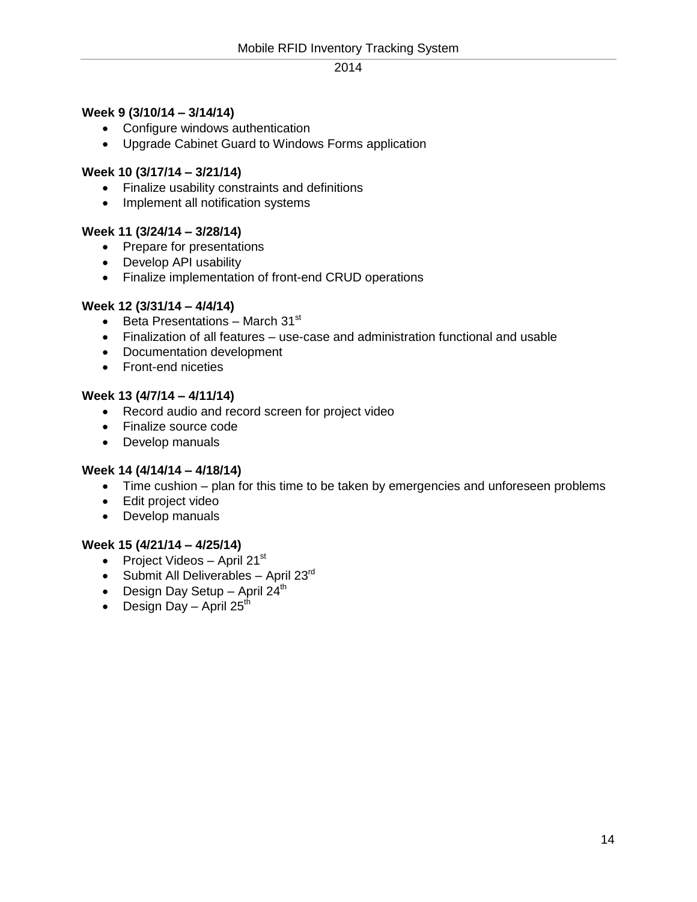**Week 9 (3/10/14 – 3/14/14)**

- Configure windows authentication
- Upgrade Cabinet Guard to Windows Forms application

**Week 10 (3/17/14 – 3/21/14)**

- Finalize usability constraints and definitions
- Implement all notification systems

**Week 11 (3/24/14 – 3/28/14)**

- Prepare for presentations
- Develop API usability
- Finalize implementation of front-end CRUD operations

**Week 12 (3/31/14 – 4/4/14)**

- Beta Presentations – March 31st
- Finalization of all features – use-case and administration functional and usable
- Documentation development
- Front-end niceties

**Week 13 (4/7/14 – 4/11/14)**

- Record audio and record screen for project video
- Finalize source code
- Develop manuals

**Week 14 (4/14/14 – 4/18/14)**

- Time cushion – plan for this time to be taken by emergencies and unforeseen problems
- Edit project video
- Develop manuals

**Week 15 (4/21/14 – 4/25/14)**

- Project Videos – April 21st
- Submit All Deliverables – April 23rd
- Design Day Setup – April 24th
- Design Day – April 25th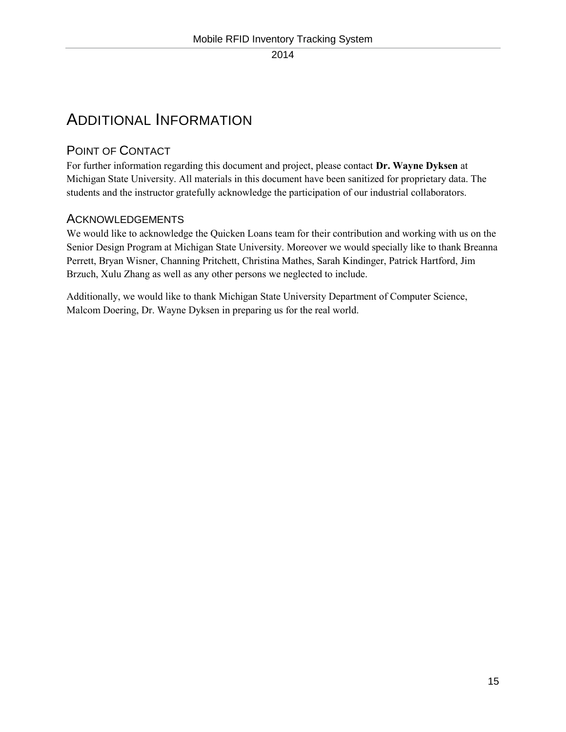# Additional Information

## Point of Contact

For further information regarding this document and project, please contact **Dr. Wayne Dyksen** at Michigan State University. All materials in this document have been sanitized for proprietary data. The students and the instructor gratefully acknowledge the participation of our industrial collaborators.

## Acknowledgements

We would like to acknowledge the Quicken Loans team for their contribution and working with us on the Senior Design Program at Michigan State University. Moreover we would specially like to thank Breanna Perrett, Bryan Wisner, Channing Pritchett, Christina Mathes, Sarah Kindinger, Patrick Hartford, Jim Brzuch, Xulu Zhang as well as any other persons we neglected to include.

Additionally, we would like to thank Michigan State University Department of Computer Science, Malcom Doering, Dr. Wayne Dyksen in preparing us for the real world.